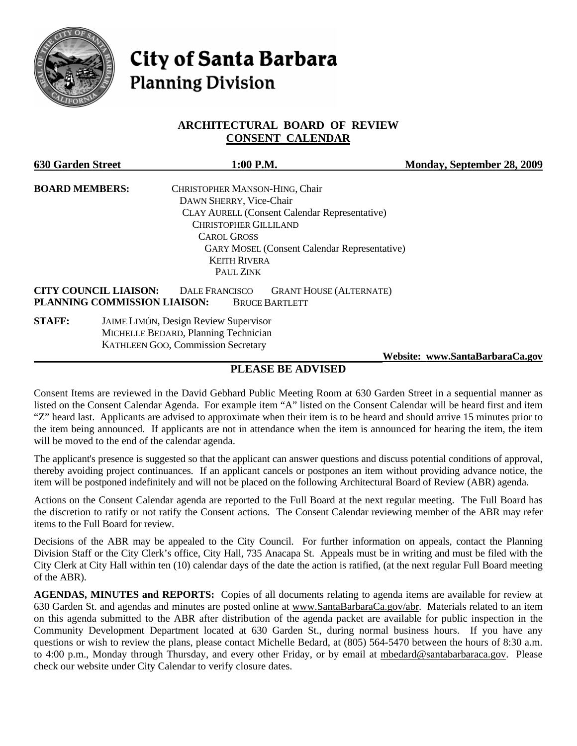# City of Santa Barbara
## Planning Division

### ARCHITECTURAL BOARD OF REVIEW
### CONSENT CALENDAR

**630 Garden Street** **1:00 P.M.** **Monday, September 28, 2009**

**BOARD MEMBERS:**
CHRISTOPHER MANSON-HING, Chair
DAWN SHERRY, Vice-Chair
CLAY AURELL (Consent Calendar Representative)
CHRISTOPHER GILLILAND
CAROL GROSS
GARY MOSEL (Consent Calendar Representative)
KEITH RIVERA
PAUL ZINK

**CITY COUNCIL LIAISON:** DALE FRANCISCO GRANT HOUSE (ALTERNATE)
**PLANNING COMMISSION LIAISON:** BRUCE BARTLETT

**STAFF:**
JAIME LIMÓN, Design Review Supervisor
MICHELLE BEDARD, Planning Technician
KATHLEEN GOO, Commission Secretary

**Website: www.SantaBarbaraCa.gov**

## PLEASE BE ADVISED

Consent Items are reviewed in the David Gebhard Public Meeting Room at 630 Garden Street in a sequential manner as listed on the Consent Calendar Agenda. For example item "A" listed on the Consent Calendar will be heard first and item "Z" heard last. Applicants are advised to approximate when their item is to be heard and should arrive 15 minutes prior to the item being announced. If applicants are not in attendance when the item is announced for hearing the item, the item will be moved to the end of the calendar agenda.

The applicant's presence is suggested so that the applicant can answer questions and discuss potential conditions of approval, thereby avoiding project continuances. If an applicant cancels or postpones an item without providing advance notice, the item will be postponed indefinitely and will not be placed on the following Architectural Board of Review (ABR) agenda.

Actions on the Consent Calendar agenda are reported to the Full Board at the next regular meeting. The Full Board has the discretion to ratify or not ratify the Consent actions. The Consent Calendar reviewing member of the ABR may refer items to the Full Board for review.

Decisions of the ABR may be appealed to the City Council. For further information on appeals, contact the Planning Division Staff or the City Clerk's office, City Hall, 735 Anacapa St. Appeals must be in writing and must be filed with the City Clerk at City Hall within ten (10) calendar days of the date the action is ratified, (at the next regular Full Board meeting of the ABR).

**AGENDAS, MINUTES and REPORTS:** Copies of all documents relating to agenda items are available for review at 630 Garden St. and agendas and minutes are posted online at www.SantaBarbaraCa.gov/abr. Materials related to an item on this agenda submitted to the ABR after distribution of the agenda packet are available for public inspection in the Community Development Department located at 630 Garden St., during normal business hours. If you have any questions or wish to review the plans, please contact Michelle Bedard, at (805) 564-5470 between the hours of 8:30 a.m. to 4:00 p.m., Monday through Thursday, and every other Friday, or by email at mbedard@santabarbaraca.gov. Please check our website under City Calendar to verify closure dates.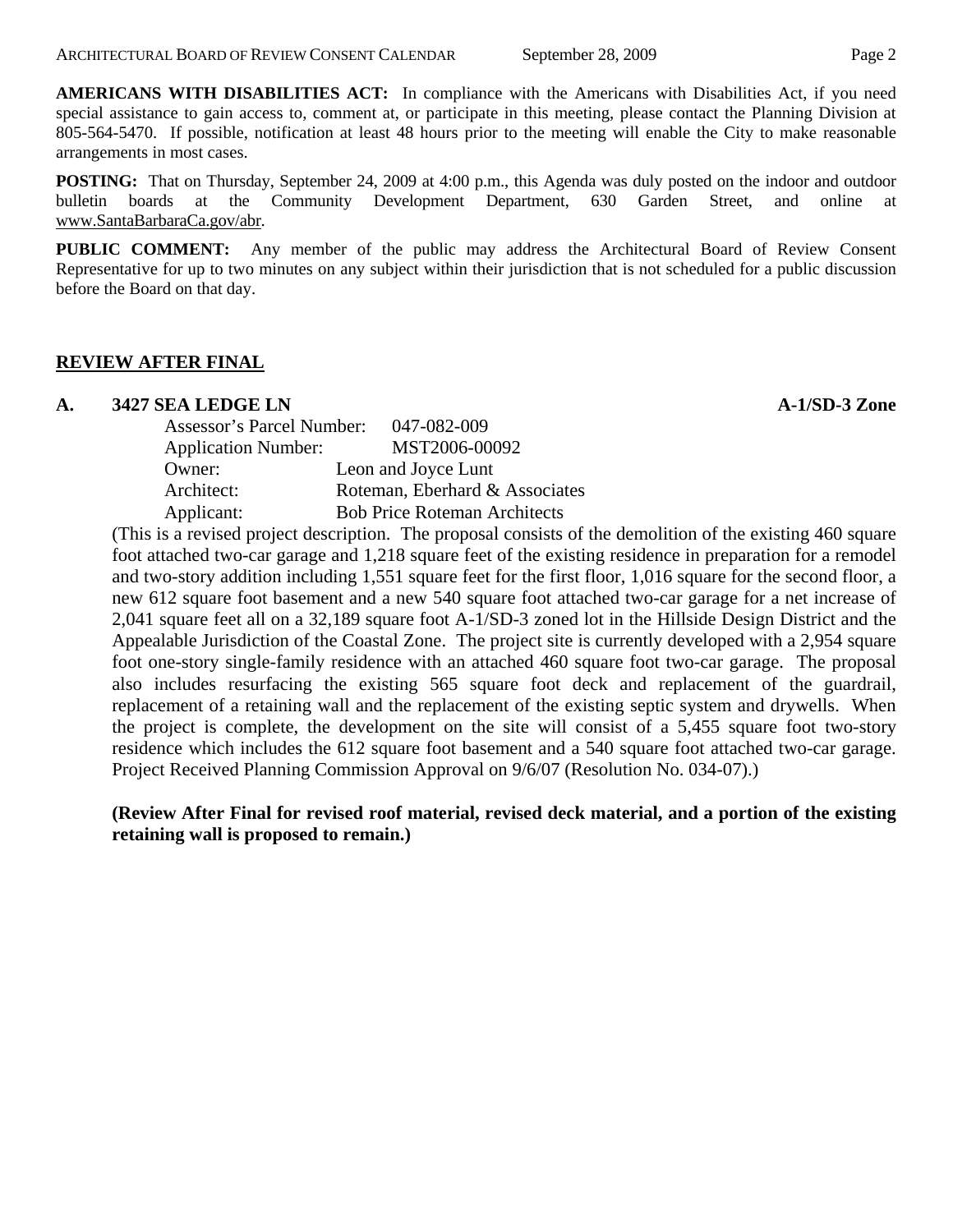**AMERICANS WITH DISABILITIES ACT:** In compliance with the Americans with Disabilities Act, if you need special assistance to gain access to, comment at, or participate in this meeting, please contact the Planning Division at 805-564-5470. If possible, notification at least 48 hours prior to the meeting will enable the City to make reasonable arrangements in most cases.

**POSTING:** That on Thursday, September 24, 2009 at 4:00 p.m., this Agenda was duly posted on the indoor and outdoor bulletin boards at the Community Development Department, 630 Garden Street, and online at www.SantaBarbaraCa.gov/abr.

**PUBLIC COMMENT:** Any member of the public may address the Architectural Board of Review Consent Representative for up to two minutes on any subject within their jurisdiction that is not scheduled for a public discussion before the Board on that day.

## REVIEW AFTER FINAL

**A. 3427 SEA LEDGE LN** **A-1/SD-3 Zone**

Assessor's Parcel Number: 047-082-009
Application Number: MST2006-00092
Owner: Leon and Joyce Lunt
Architect: Roteman, Eberhard & Associates
Applicant: Bob Price Roteman Architects

(This is a revised project description. The proposal consists of the demolition of the existing 460 square foot attached two-car garage and 1,218 square feet of the existing residence in preparation for a remodel and two-story addition including 1,551 square feet for the first floor, 1,016 square for the second floor, a new 612 square foot basement and a new 540 square foot attached two-car garage for a net increase of 2,041 square feet all on a 32,189 square foot A-1/SD-3 zoned lot in the Hillside Design District and the Appealable Jurisdiction of the Coastal Zone. The project site is currently developed with a 2,954 square foot one-story single-family residence with an attached 460 square foot two-car garage. The proposal also includes resurfacing the existing 565 square foot deck and replacement of the guardrail, replacement of a retaining wall and the replacement of the existing septic system and drywells. When the project is complete, the development on the site will consist of a 5,455 square foot two-story residence which includes the 612 square foot basement and a 540 square foot attached two-car garage. Project Received Planning Commission Approval on 9/6/07 (Resolution No. 034-07).)

**(Review After Final for revised roof material, revised deck material, and a portion of the existing retaining wall is proposed to remain.)**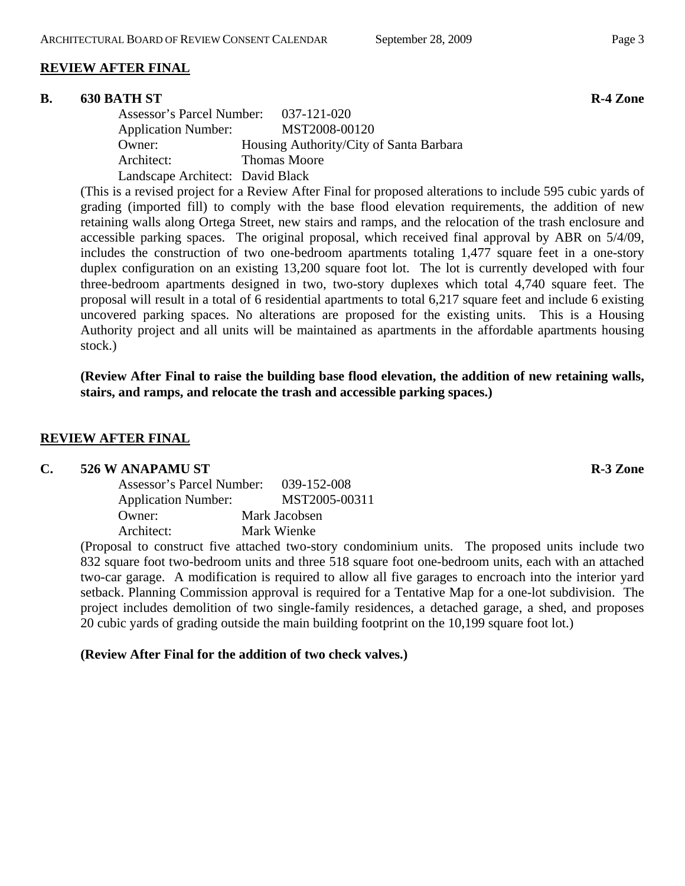## REVIEW AFTER FINAL

**B. 630 BATH ST** **R-4 Zone**

Assessor's Parcel Number: 037-121-020
Application Number: MST2008-00120
Owner: Housing Authority/City of Santa Barbara
Architect: Thomas Moore
Landscape Architect: David Black

(This is a revised project for a Review After Final for proposed alterations to include 595 cubic yards of grading (imported fill) to comply with the base flood elevation requirements, the addition of new retaining walls along Ortega Street, new stairs and ramps, and the relocation of the trash enclosure and accessible parking spaces. The original proposal, which received final approval by ABR on 5/4/09, includes the construction of two one-bedroom apartments totaling 1,477 square feet in a one-story duplex configuration on an existing 13,200 square foot lot. The lot is currently developed with four three-bedroom apartments designed in two, two-story duplexes which total 4,740 square feet. The proposal will result in a total of 6 residential apartments to total 6,217 square feet and include 6 existing uncovered parking spaces. No alterations are proposed for the existing units. This is a Housing Authority project and all units will be maintained as apartments in the affordable apartments housing stock.)

**(Review After Final to raise the building base flood elevation, the addition of new retaining walls, stairs, and ramps, and relocate the trash and accessible parking spaces.)**

## REVIEW AFTER FINAL

**C. 526 W ANAPAMU ST** **R-3 Zone**

Assessor's Parcel Number: 039-152-008
Application Number: MST2005-00311
Owner: Mark Jacobsen
Architect: Mark Wienke

(Proposal to construct five attached two-story condominium units. The proposed units include two 832 square foot two-bedroom units and three 518 square foot one-bedroom units, each with an attached two-car garage. A modification is required to allow all five garages to encroach into the interior yard setback. Planning Commission approval is required for a Tentative Map for a one-lot subdivision. The project includes demolition of two single-family residences, a detached garage, a shed, and proposes 20 cubic yards of grading outside the main building footprint on the 10,199 square foot lot.)

**(Review After Final for the addition of two check valves.)**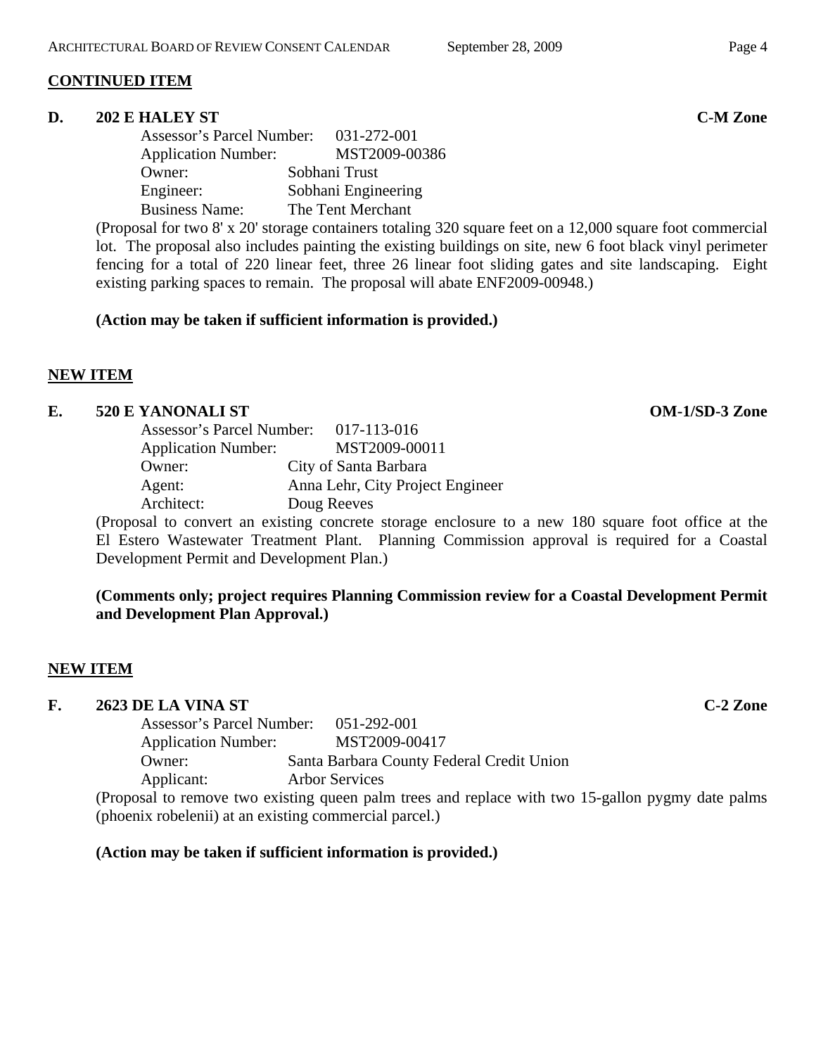**CONTINUED ITEM**

**D. 202 E HALEY ST C-M Zone**

Assessor's Parcel Number: 031-272-001
Application Number: MST2009-00386
Owner: Sobhani Trust
Engineer: Sobhani Engineering
Business Name: The Tent Merchant

(Proposal for two 8' x 20' storage containers totaling 320 square feet on a 12,000 square foot commercial lot. The proposal also includes painting the existing buildings on site, new 6 foot black vinyl perimeter fencing for a total of 220 linear feet, three 26 linear foot sliding gates and site landscaping. Eight existing parking spaces to remain. The proposal will abate ENF2009-00948.)

**(Action may be taken if sufficient information is provided.)**

**NEW ITEM**

**E. 520 E YANONALI ST OM-1/SD-3 Zone**

Assessor's Parcel Number: 017-113-016
Application Number: MST2009-00011
Owner: City of Santa Barbara
Agent: Anna Lehr, City Project Engineer
Architect: Doug Reeves

(Proposal to convert an existing concrete storage enclosure to a new 180 square foot office at the El Estero Wastewater Treatment Plant. Planning Commission approval is required for a Coastal Development Permit and Development Plan.)

**(Comments only; project requires Planning Commission review for a Coastal Development Permit and Development Plan Approval.)**

**NEW ITEM**

**F. 2623 DE LA VINA ST C-2 Zone**

Assessor's Parcel Number: 051-292-001
Application Number: MST2009-00417
Owner: Santa Barbara County Federal Credit Union
Applicant: Arbor Services

(Proposal to remove two existing queen palm trees and replace with two 15-gallon pygmy date palms (phoenix robelenii) at an existing commercial parcel.)

**(Action may be taken if sufficient information is provided.)**